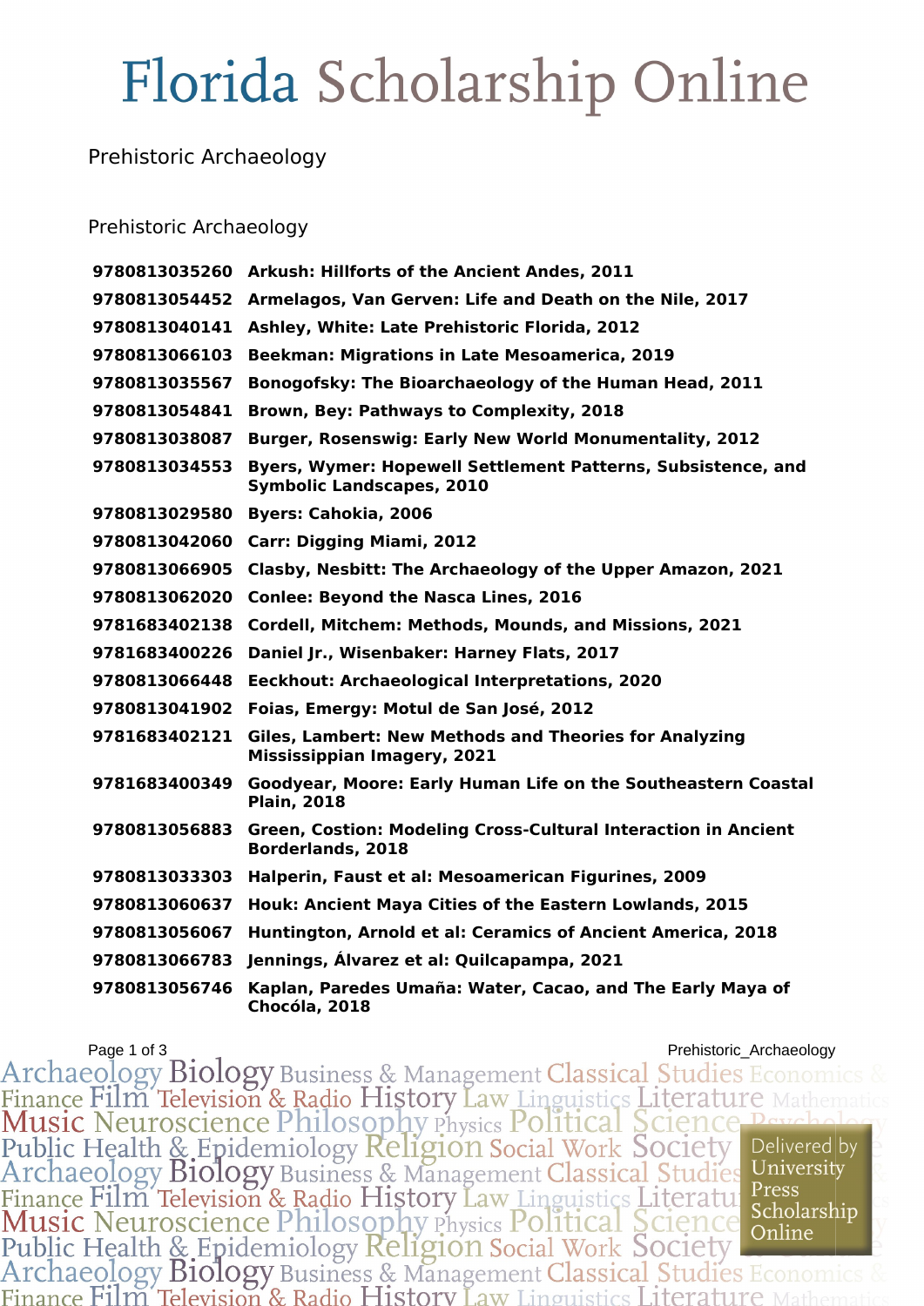# Florida Scholarship Online

## Prehistoric Archaeology

### Prehistoric Archaeology

| | |
|---|---|
| 9780813035260 | **Arkush: Hillforts of the Ancient Andes, 2011** |
| 9780813054452 | **Armelagos, Van Gerven: Life and Death on the Nile, 2017** |
| 9780813040141 | **Ashley, White: Late Prehistoric Florida, 2012** |
| 9780813066103 | **Beekman: Migrations in Late Mesoamerica, 2019** |
| 9780813035567 | **Bonogofsky: The Bioarchaeology of the Human Head, 2011** |
| 9780813054841 | **Brown, Bey: Pathways to Complexity, 2018** |
| 9780813038087 | **Burger, Rosenswig: Early New World Monumentality, 2012** |
| 9780813034553 | **Byers, Wymer: Hopewell Settlement Patterns, Subsistence, and Symbolic Landscapes, 2010** |
| 9780813029580 | **Byers: Cahokia, 2006** |
| 9780813042060 | **Carr: Digging Miami, 2012** |
| 9780813066905 | **Clasby, Nesbitt: The Archaeology of the Upper Amazon, 2021** |
| 9780813062020 | **Conlee: Beyond the Nasca Lines, 2016** |
| 9781683402138 | **Cordell, Mitchem: Methods, Mounds, and Missions, 2021** |
| 9781683400226 | **Daniel Jr., Wisenbaker: Harney Flats, 2017** |
| 9780813066448 | **Eeckhout: Archaeological Interpretations, 2020** |
| 9780813041902 | **Foias, Emergy: Motul de San José, 2012** |
| 9781683402121 | **Giles, Lambert: New Methods and Theories for Analyzing Mississippian Imagery, 2021** |
| 9781683400349 | **Goodyear, Moore: Early Human Life on the Southeastern Coastal Plain, 2018** |
| 9780813056883 | **Green, Costion: Modeling Cross-Cultural Interaction in Ancient Borderlands, 2018** |
| 9780813033303 | **Halperin, Faust et al: Mesoamerican Figurines, 2009** |
| 9780813060637 | **Houk: Ancient Maya Cities of the Eastern Lowlands, 2015** |
| 9780813056067 | **Huntington, Arnold et al: Ceramics of Ancient America, 2018** |
| 9780813066783 | **Jennings, Álvarez et al: Quilcapampa, 2021** |
| 9780813056746 | **Kaplan, Paredes Umaña: Water, Cacao, and The Early Maya of Chocóla, 2018** |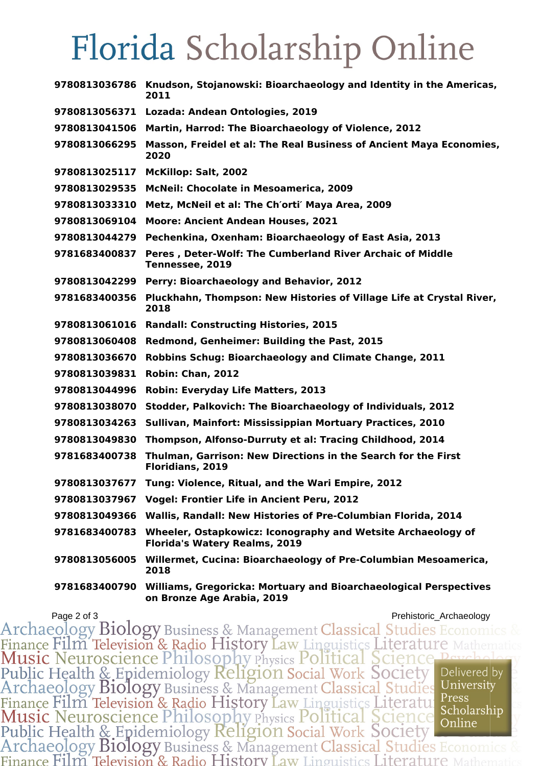| | |
|---|---|
| 9780813036786 | Knudson, Stojanowski: Bioarchaeology and Identity in the Americas, 2011 |
| 9780813056371 | Lozada: Andean Ontologies, 2019 |
| 9780813041506 | Martin, Harrod: The Bioarchaeology of Violence, 2012 |
| 9780813066295 | Masson, Freidel et al: The Real Business of Ancient Maya Economies, 2020 |
| 9780813025117 | McKillop: Salt, 2002 |
| 9780813029535 | McNeil: Chocolate in Mesoamerica, 2009 |
| 9780813033310 | Metz, McNeil et al: The Ch′orti′ Maya Area, 2009 |
| 9780813069104 | Moore: Ancient Andean Houses, 2021 |
| 9780813044279 | Pechenkina, Oxenham: Bioarchaeology of East Asia, 2013 |
| 9781683400837 | Peres , Deter-Wolf: The Cumberland River Archaic of Middle Tennessee, 2019 |
| 9780813042299 | Perry: Bioarchaeology and Behavior, 2012 |
| 9781683400356 | Pluckhahn, Thompson: New Histories of Village Life at Crystal River, 2018 |
| 9780813061016 | Randall: Constructing Histories, 2015 |
| 9780813060408 | Redmond, Genheimer: Building the Past, 2015 |
| 9780813036670 | Robbins Schug: Bioarchaeology and Climate Change, 2011 |
| 9780813039831 | Robin: Chan, 2012 |
| 9780813044996 | Robin: Everyday Life Matters, 2013 |
| 9780813038070 | Stodder, Palkovich: The Bioarchaeology of Individuals, 2012 |
| 9780813034263 | Sullivan, Mainfort: Mississippian Mortuary Practices, 2010 |
| 9780813049830 | Thompson, Alfonso-Durruty et al: Tracing Childhood, 2014 |
| 9781683400738 | Thulman, Garrison: New Directions in the Search for the First Floridians, 2019 |
| 9780813037677 | Tung: Violence, Ritual, and the Wari Empire, 2012 |
| 9780813037967 | Vogel: Frontier Life in Ancient Peru, 2012 |
| 9780813049366 | Wallis, Randall: New Histories of Pre-Columbian Florida, 2014 |
| 9781683400783 | Wheeler, Ostapkowicz: Iconography and Wetsite Archaeology of Florida's Watery Realms, 2019 |
| 9780813056005 | Willermet, Cucina: Bioarchaeology of Pre-Columbian Mesoamerica, 2018 |
| 9781683400790 | Williams, Gregoricka: Mortuary and Bioarchaeological Perspectives on Bronze Age Arabia, 2019 |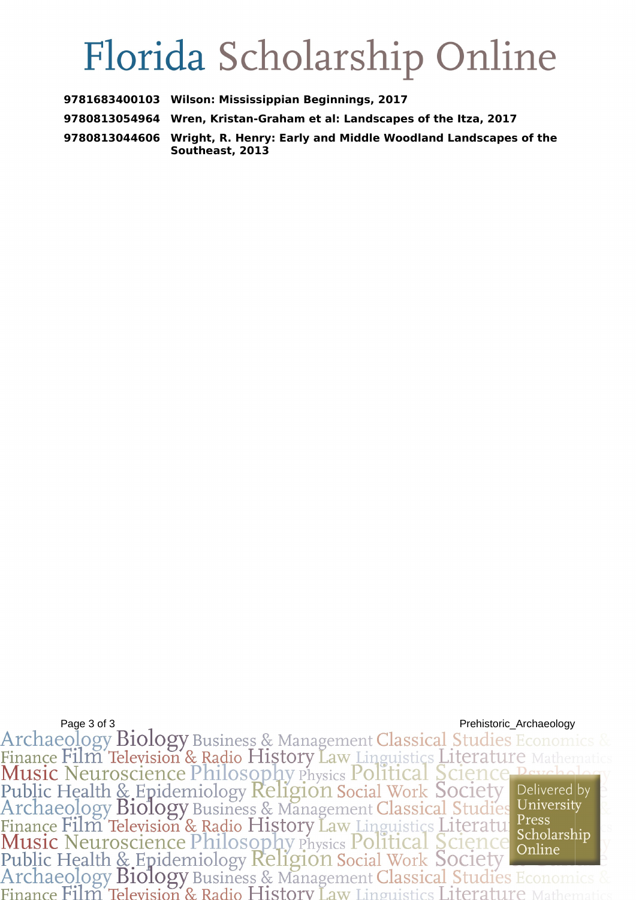# Florida Scholarship Online

| | |
|---|---|
| **9781683400103** | **Wilson: Mississippian Beginnings, 2017** |
| **9780813054964** | **Wren, Kristan-Graham et al: Landscapes of the Itza, 2017** |
| **9780813044606** | **Wright, R. Henry: Early and Middle Woodland Landscapes of the Southeast, 2013** |